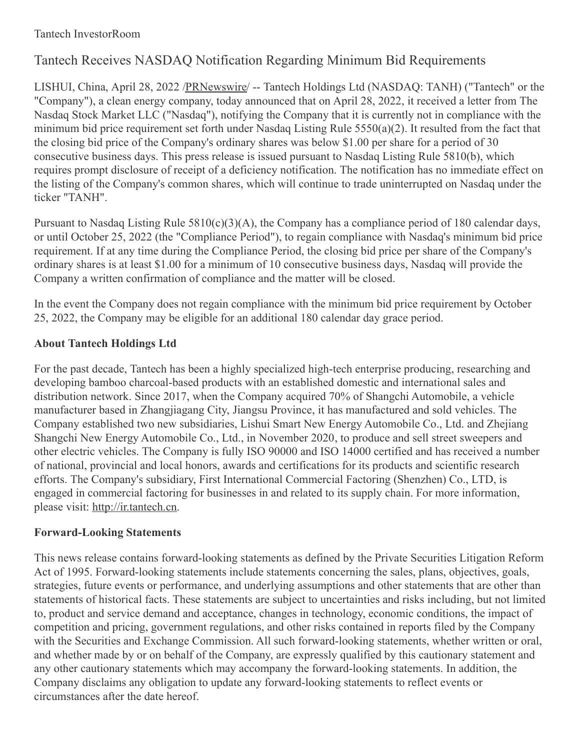Tantech InvestorRoom

# Tantech Receives NASDAQ Notification Regarding Minimum Bid Requirements

LISHUI, China, April 28, 2022 /PRNewswire/ -- Tantech Holdings Ltd (NASDAQ: TANH) ("Tantech" or the "Company"), a clean energy company, today announced that on April 28, 2022, it received a letter from The Nasdaq Stock Market LLC ("Nasdaq"), notifying the Company that it is currently not in compliance with the minimum bid price requirement set forth under Nasdaq Listing Rule 5550(a)(2). It resulted from the fact that the closing bid price of the Company's ordinary shares was below $1.00 per share for a period of 30 consecutive business days. This press release is issued pursuant to Nasdaq Listing Rule 5810(b), which requires prompt disclosure of receipt of a deficiency notification. The notification has no immediate effect on the listing of the Company's common shares, which will continue to trade uninterrupted on Nasdaq under the ticker "TANH".

Pursuant to Nasdaq Listing Rule 5810(c)(3)(A), the Company has a compliance period of 180 calendar days, or until October 25, 2022 (the "Compliance Period"), to regain compliance with Nasdaq's minimum bid price requirement. If at any time during the Compliance Period, the closing bid price per share of the Company's ordinary shares is at least $1.00 for a minimum of 10 consecutive business days, Nasdaq will provide the Company a written confirmation of compliance and the matter will be closed.

In the event the Company does not regain compliance with the minimum bid price requirement by October 25, 2022, the Company may be eligible for an additional 180 calendar day grace period.

**About Tantech Holdings Ltd**

For the past decade, Tantech has been a highly specialized high-tech enterprise producing, researching and developing bamboo charcoal-based products with an established domestic and international sales and distribution network. Since 2017, when the Company acquired 70% of Shangchi Automobile, a vehicle manufacturer based in Zhangjiagang City, Jiangsu Province, it has manufactured and sold vehicles. The Company established two new subsidiaries, Lishui Smart New Energy Automobile Co., Ltd. and Zhejiang Shangchi New Energy Automobile Co., Ltd., in November 2020, to produce and sell street sweepers and other electric vehicles. The Company is fully ISO 90000 and ISO 14000 certified and has received a number of national, provincial and local honors, awards and certifications for its products and scientific research efforts. The Company's subsidiary, First International Commercial Factoring (Shenzhen) Co., LTD, is engaged in commercial factoring for businesses in and related to its supply chain. For more information, please visit: http://ir.tantech.cn.

**Forward-Looking Statements**

This news release contains forward-looking statements as defined by the Private Securities Litigation Reform Act of 1995. Forward-looking statements include statements concerning the sales, plans, objectives, goals, strategies, future events or performance, and underlying assumptions and other statements that are other than statements of historical facts. These statements are subject to uncertainties and risks including, but not limited to, product and service demand and acceptance, changes in technology, economic conditions, the impact of competition and pricing, government regulations, and other risks contained in reports filed by the Company with the Securities and Exchange Commission. All such forward-looking statements, whether written or oral, and whether made by or on behalf of the Company, are expressly qualified by this cautionary statement and any other cautionary statements which may accompany the forward-looking statements. In addition, the Company disclaims any obligation to update any forward-looking statements to reflect events or circumstances after the date hereof.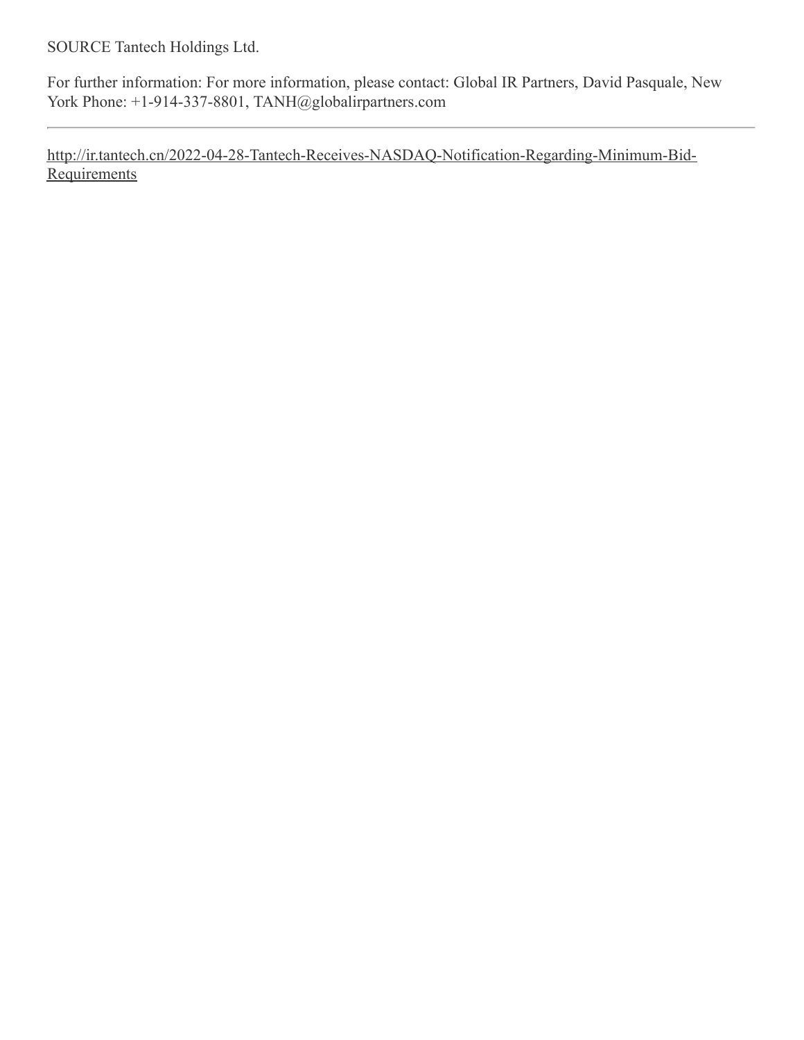SOURCE Tantech Holdings Ltd.

For further information: For more information, please contact: Global IR Partners, David Pasquale, New York Phone: +1-914-337-8801, TANH@globalirpartners.com

---

http://ir.tantech.cn/2022-04-28-Tantech-Receives-NASDAQ-Notification-Regarding-Minimum-Bid-Requirements